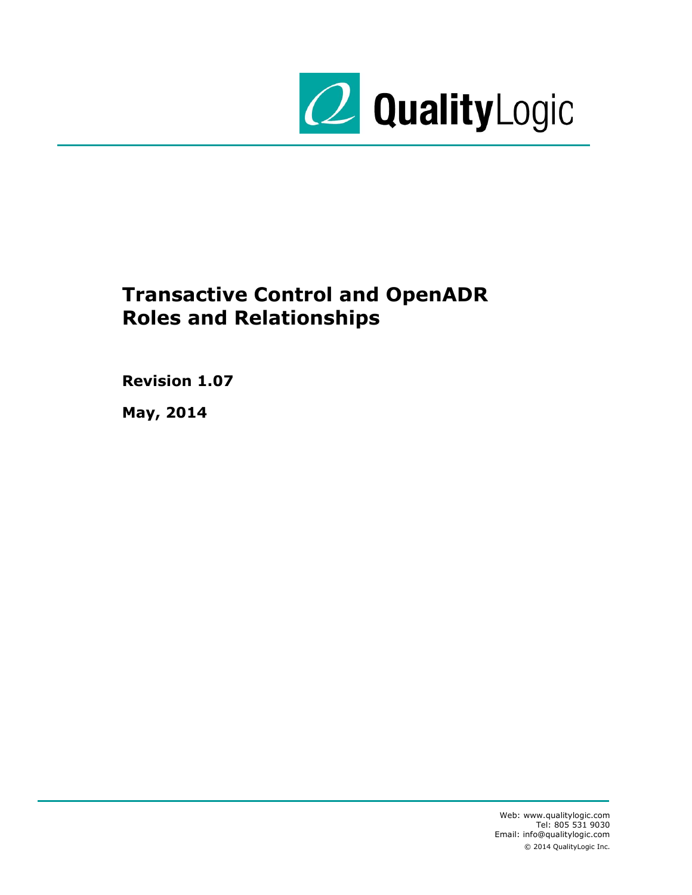QualityLogic

# Transactive Control and OpenADR Roles and Relationships

**Revision 1.07**

**May, 2014**

Web: www.qualitylogic.com
Tel: 805 531 9030
Email: info@qualitylogic.com
© 2014 QualityLogic Inc.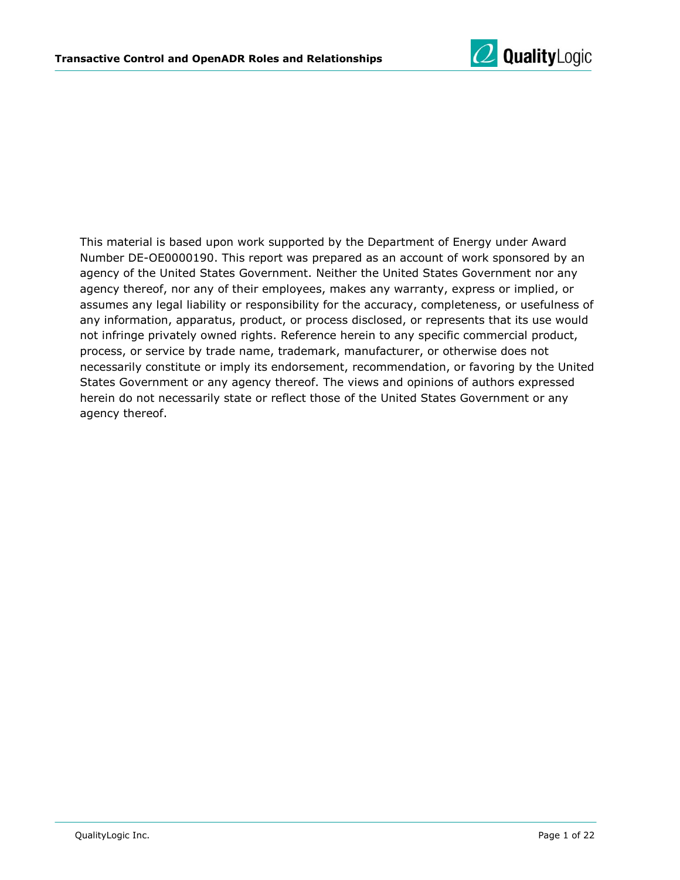This material is based upon work supported by the Department of Energy under Award Number DE-OE0000190. This report was prepared as an account of work sponsored by an agency of the United States Government. Neither the United States Government nor any agency thereof, nor any of their employees, makes any warranty, express or implied, or assumes any legal liability or responsibility for the accuracy, completeness, or usefulness of any information, apparatus, product, or process disclosed, or represents that its use would not infringe privately owned rights. Reference herein to any specific commercial product, process, or service by trade name, trademark, manufacturer, or otherwise does not necessarily constitute or imply its endorsement, recommendation, or favoring by the United States Government or any agency thereof. The views and opinions of authors expressed herein do not necessarily state or reflect those of the United States Government or any agency thereof.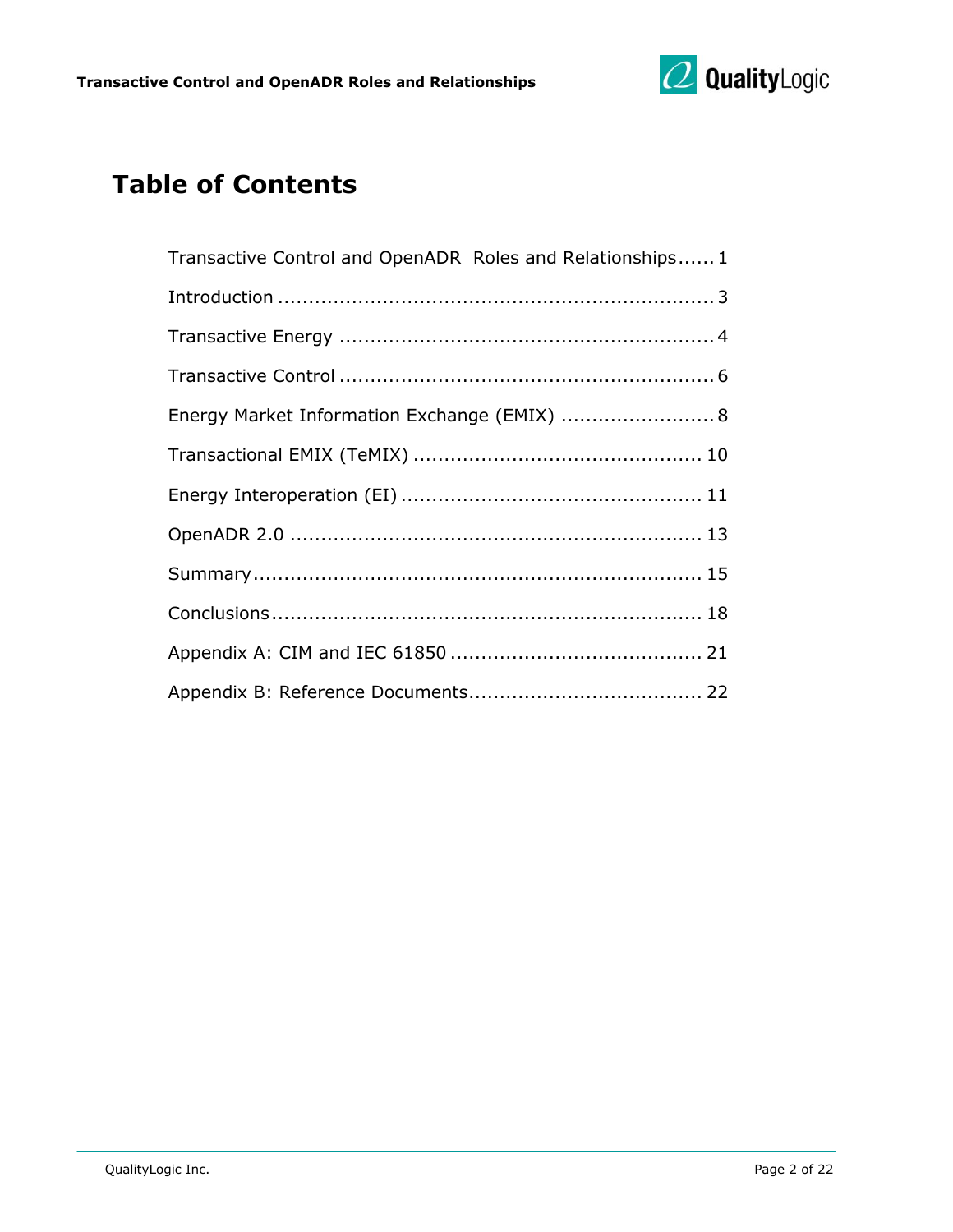# Table of Contents

Transactive Control and OpenADR  Roles and Relationships...... 1

Introduction ...................................................................... 3

Transactive Energy ........................................................... 4

Transactive Control ........................................................... 6

Energy Market Information Exchange (EMIX) ........................ 8

Transactional EMIX (TeMIX) ............................................. 10

Energy Interoperation (EI) ............................................... 11

OpenADR 2.0 ................................................................. 13

Summary....................................................................... 15

Conclusions ................................................................... 18

Appendix A: CIM and IEC 61850 ........................................ 21

Appendix B: Reference Documents..................................... 22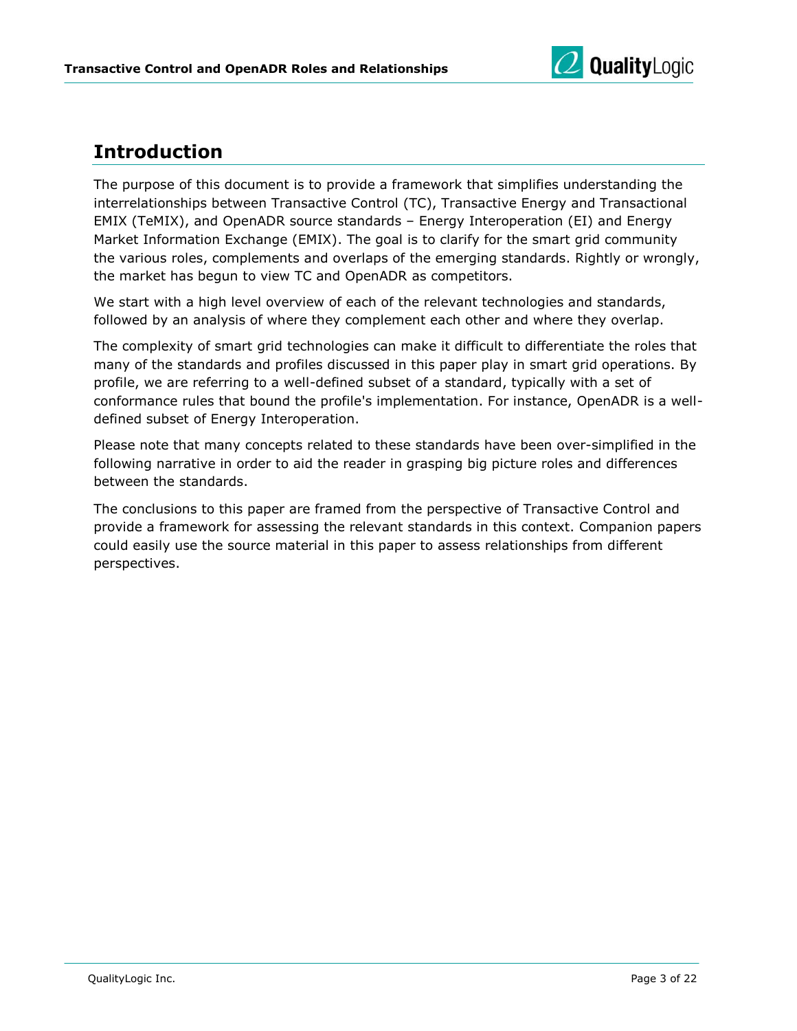## Introduction

The purpose of this document is to provide a framework that simplifies understanding the interrelationships between Transactive Control (TC), Transactive Energy and Transactional EMIX (TeMIX), and OpenADR source standards – Energy Interoperation (EI) and Energy Market Information Exchange (EMIX). The goal is to clarify for the smart grid community the various roles, complements and overlaps of the emerging standards. Rightly or wrongly, the market has begun to view TC and OpenADR as competitors.

We start with a high level overview of each of the relevant technologies and standards, followed by an analysis of where they complement each other and where they overlap.

The complexity of smart grid technologies can make it difficult to differentiate the roles that many of the standards and profiles discussed in this paper play in smart grid operations. By profile, we are referring to a well-defined subset of a standard, typically with a set of conformance rules that bound the profile's implementation. For instance, OpenADR is a well-defined subset of Energy Interoperation.

Please note that many concepts related to these standards have been over-simplified in the following narrative in order to aid the reader in grasping big picture roles and differences between the standards.

The conclusions to this paper are framed from the perspective of Transactive Control and provide a framework for assessing the relevant standards in this context. Companion papers could easily use the source material in this paper to assess relationships from different perspectives.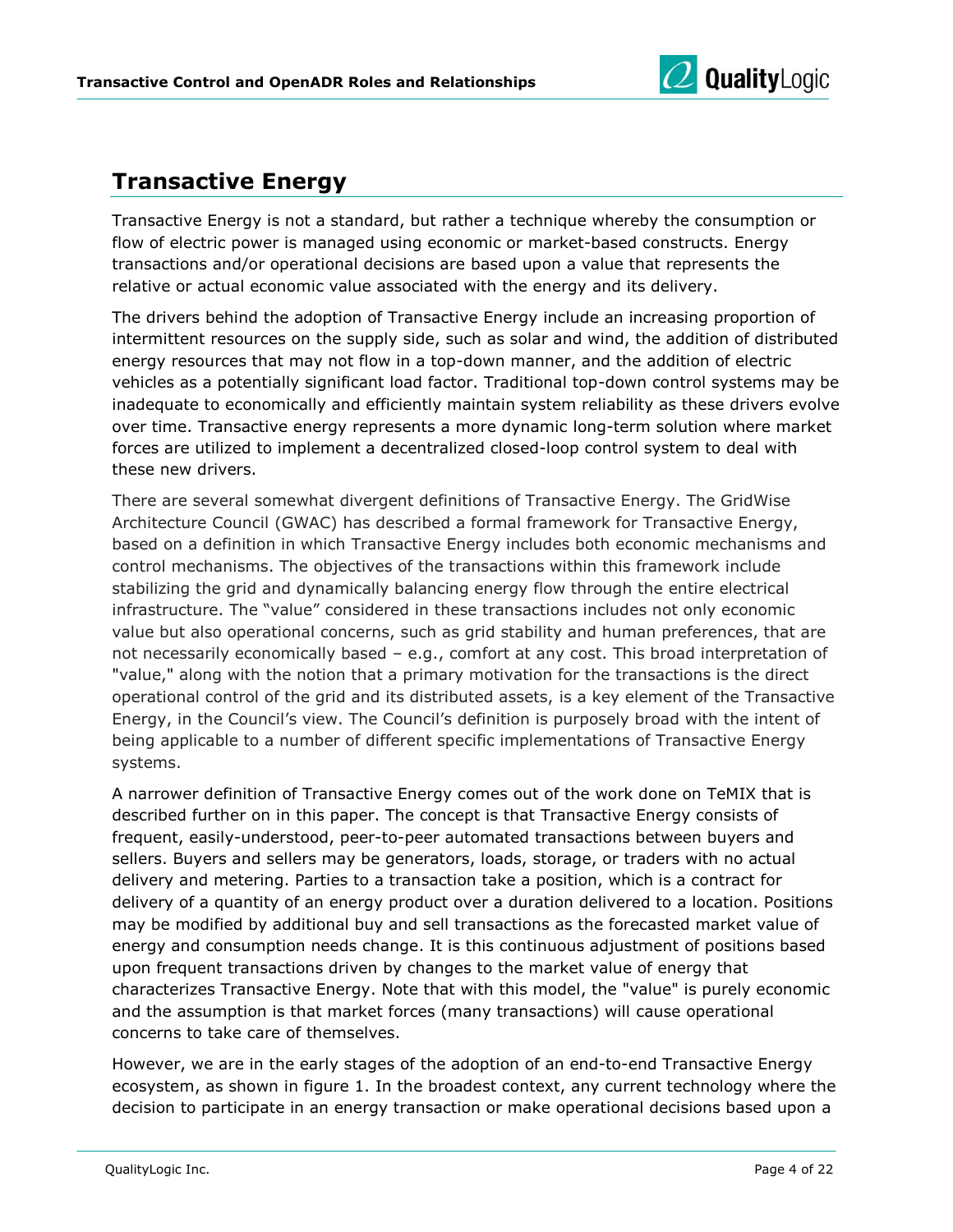## Transactive Energy

Transactive Energy is not a standard, but rather a technique whereby the consumption or flow of electric power is managed using economic or market-based constructs. Energy transactions and/or operational decisions are based upon a value that represents the relative or actual economic value associated with the energy and its delivery.

The drivers behind the adoption of Transactive Energy include an increasing proportion of intermittent resources on the supply side, such as solar and wind, the addition of distributed energy resources that may not flow in a top-down manner, and the addition of electric vehicles as a potentially significant load factor. Traditional top-down control systems may be inadequate to economically and efficiently maintain system reliability as these drivers evolve over time. Transactive energy represents a more dynamic long-term solution where market forces are utilized to implement a decentralized closed-loop control system to deal with these new drivers.

There are several somewhat divergent definitions of Transactive Energy. The GridWise Architecture Council (GWAC) has described a formal framework for Transactive Energy, based on a definition in which Transactive Energy includes both economic mechanisms and control mechanisms. The objectives of the transactions within this framework include stabilizing the grid and dynamically balancing energy flow through the entire electrical infrastructure. The "value" considered in these transactions includes not only economic value but also operational concerns, such as grid stability and human preferences, that are not necessarily economically based – e.g., comfort at any cost. This broad interpretation of "value," along with the notion that a primary motivation for the transactions is the direct operational control of the grid and its distributed assets, is a key element of the Transactive Energy, in the Council's view. The Council's definition is purposely broad with the intent of being applicable to a number of different specific implementations of Transactive Energy systems.

A narrower definition of Transactive Energy comes out of the work done on TeMIX that is described further on in this paper. The concept is that Transactive Energy consists of frequent, easily-understood, peer-to-peer automated transactions between buyers and sellers. Buyers and sellers may be generators, loads, storage, or traders with no actual delivery and metering. Parties to a transaction take a position, which is a contract for delivery of a quantity of an energy product over a duration delivered to a location. Positions may be modified by additional buy and sell transactions as the forecasted market value of energy and consumption needs change. It is this continuous adjustment of positions based upon frequent transactions driven by changes to the market value of energy that characterizes Transactive Energy. Note that with this model, the "value" is purely economic and the assumption is that market forces (many transactions) will cause operational concerns to take care of themselves.

However, we are in the early stages of the adoption of an end-to-end Transactive Energy ecosystem, as shown in figure 1. In the broadest context, any current technology where the decision to participate in an energy transaction or make operational decisions based upon a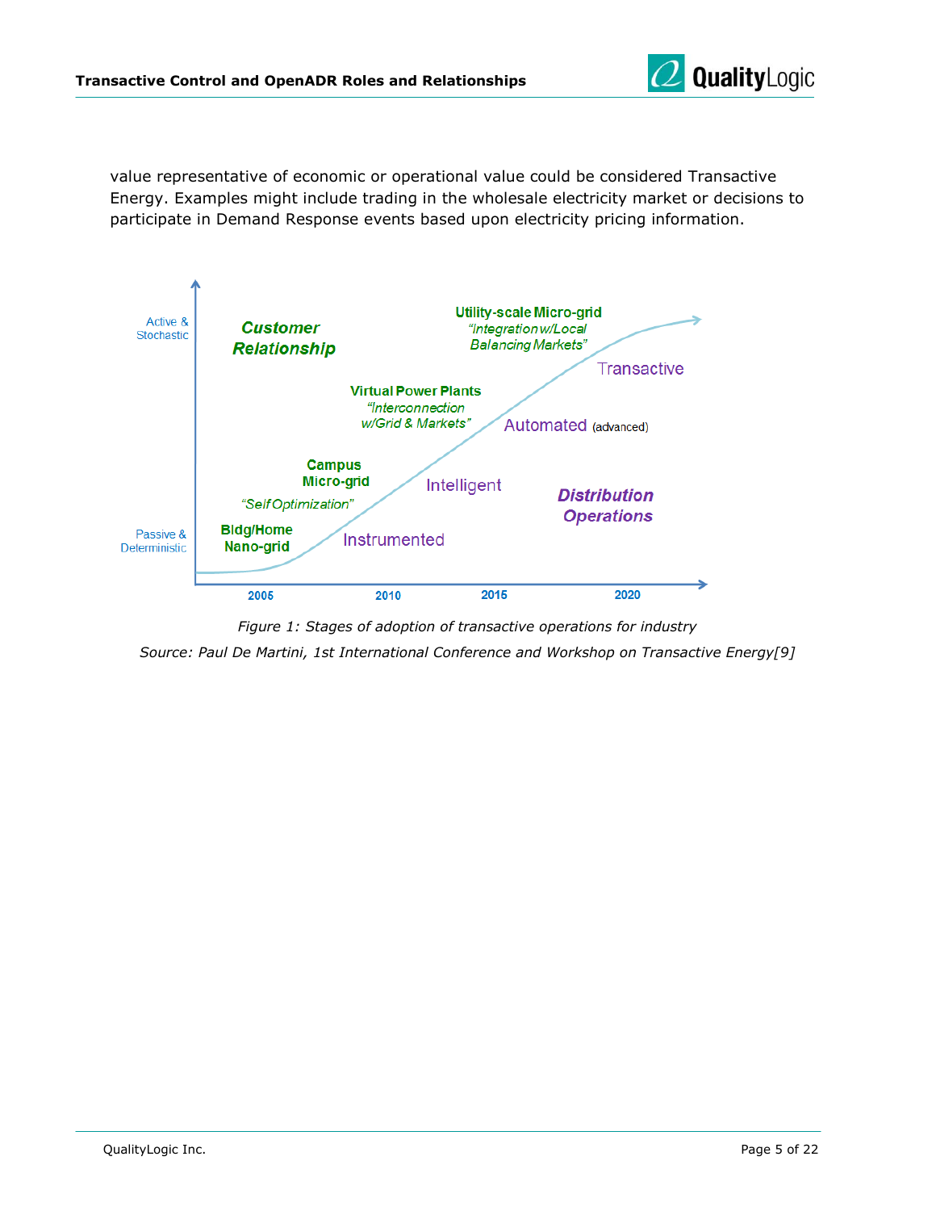value representative of economic or operational value could be considered Transactive Energy. Examples might include trading in the wholesale electricity market or decisions to participate in Demand Response events based upon electricity pricing information.

*Figure 1: Stages of adoption of transactive operations for industry*

*Source: Paul De Martini, 1st International Conference and Workshop on Transactive Energy[9]*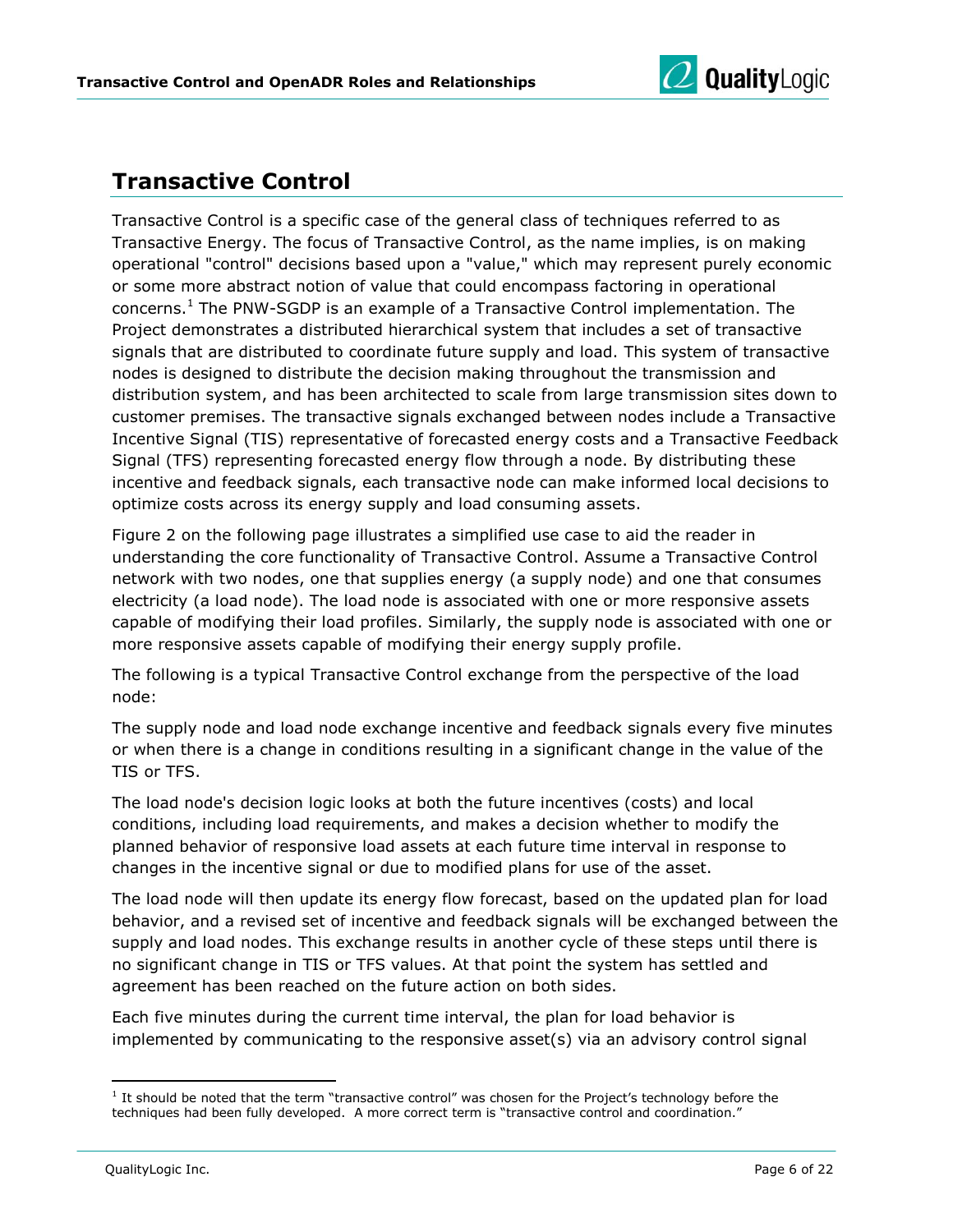## Transactive Control

Transactive Control is a specific case of the general class of techniques referred to as Transactive Energy. The focus of Transactive Control, as the name implies, is on making operational "control" decisions based upon a "value," which may represent purely economic or some more abstract notion of value that could encompass factoring in operational concerns.[1] The PNW-SGDP is an example of a Transactive Control implementation. The Project demonstrates a distributed hierarchical system that includes a set of transactive signals that are distributed to coordinate future supply and load. This system of transactive nodes is designed to distribute the decision making throughout the transmission and distribution system, and has been architected to scale from large transmission sites down to customer premises. The transactive signals exchanged between nodes include a Transactive Incentive Signal (TIS) representative of forecasted energy costs and a Transactive Feedback Signal (TFS) representing forecasted energy flow through a node. By distributing these incentive and feedback signals, each transactive node can make informed local decisions to optimize costs across its energy supply and load consuming assets.

Figure 2 on the following page illustrates a simplified use case to aid the reader in understanding the core functionality of Transactive Control. Assume a Transactive Control network with two nodes, one that supplies energy (a supply node) and one that consumes electricity (a load node). The load node is associated with one or more responsive assets capable of modifying their load profiles. Similarly, the supply node is associated with one or more responsive assets capable of modifying their energy supply profile.

The following is a typical Transactive Control exchange from the perspective of the load node:

The supply node and load node exchange incentive and feedback signals every five minutes or when there is a change in conditions resulting in a significant change in the value of the TIS or TFS.

The load node's decision logic looks at both the future incentives (costs) and local conditions, including load requirements, and makes a decision whether to modify the planned behavior of responsive load assets at each future time interval in response to changes in the incentive signal or due to modified plans for use of the asset.

The load node will then update its energy flow forecast, based on the updated plan for load behavior, and a revised set of incentive and feedback signals will be exchanged between the supply and load nodes. This exchange results in another cycle of these steps until there is no significant change in TIS or TFS values. At that point the system has settled and agreement has been reached on the future action on both sides.

Each five minutes during the current time interval, the plan for load behavior is implemented by communicating to the responsive asset(s) via an advisory control signal

[1] It should be noted that the term "transactive control" was chosen for the Project's technology before the techniques had been fully developed. A more correct term is "transactive control and coordination."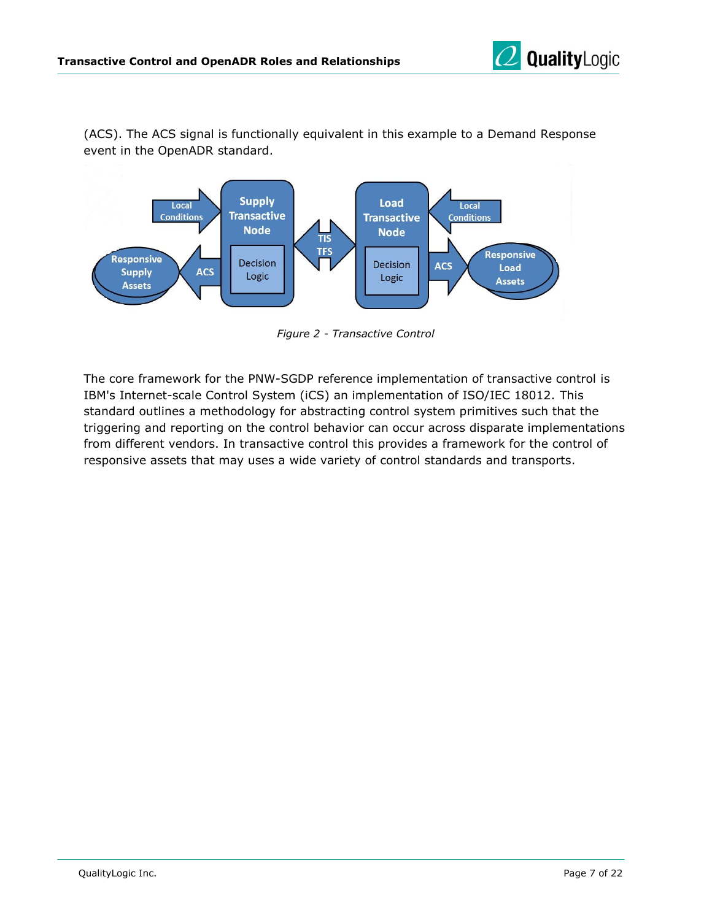(ACS). The ACS signal is functionally equivalent in this example to a Demand Response event in the OpenADR standard.

*Figure 2 - Transactive Control*

The core framework for the PNW-SGDP reference implementation of transactive control is IBM's Internet-scale Control System (iCS) an implementation of ISO/IEC 18012. This standard outlines a methodology for abstracting control system primitives such that the triggering and reporting on the control behavior can occur across disparate implementations from different vendors. In transactive control this provides a framework for the control of responsive assets that may uses a wide variety of control standards and transports.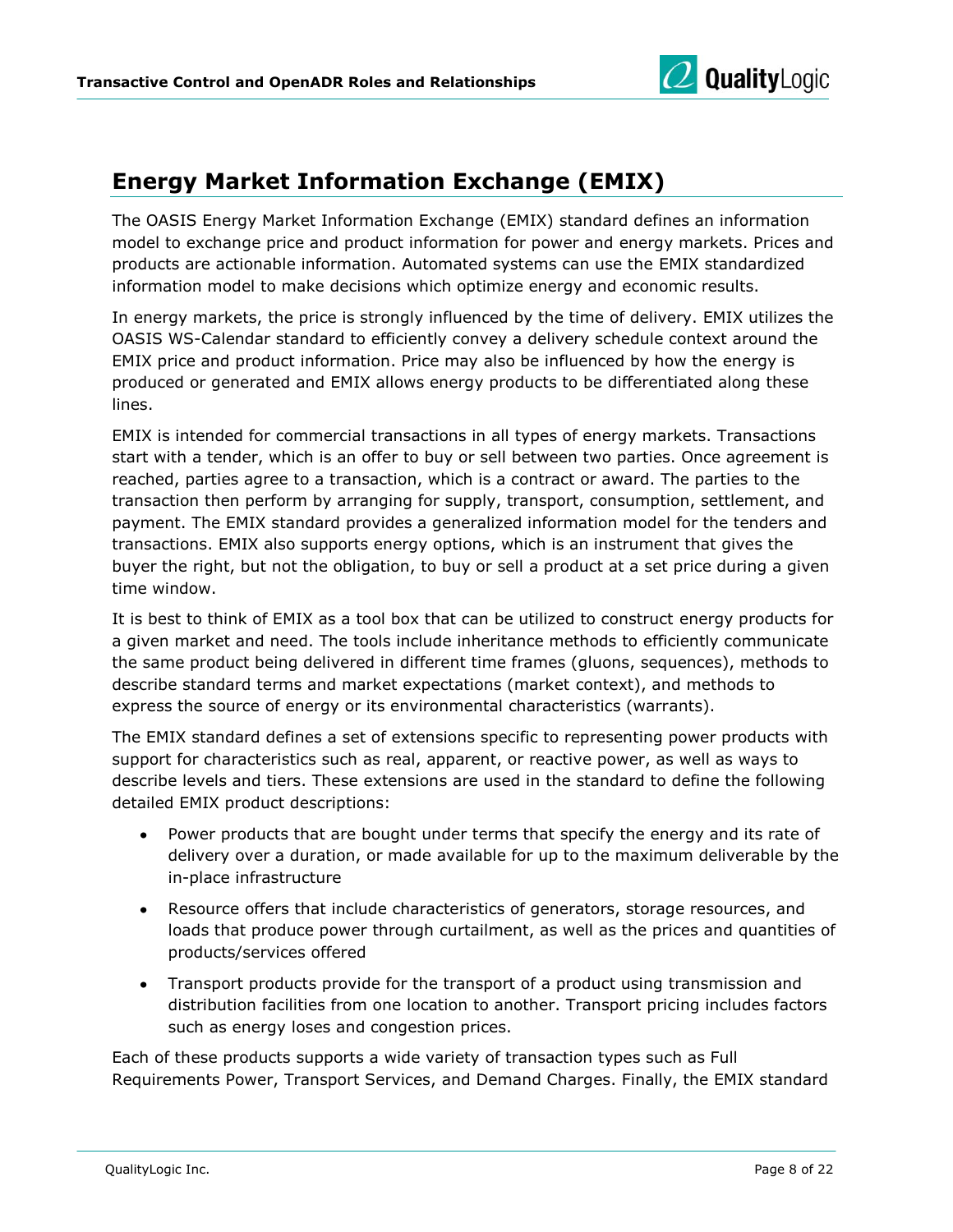## Energy Market Information Exchange (EMIX)

The OASIS Energy Market Information Exchange (EMIX) standard defines an information model to exchange price and product information for power and energy markets. Prices and products are actionable information. Automated systems can use the EMIX standardized information model to make decisions which optimize energy and economic results.

In energy markets, the price is strongly influenced by the time of delivery. EMIX utilizes the OASIS WS-Calendar standard to efficiently convey a delivery schedule context around the EMIX price and product information. Price may also be influenced by how the energy is produced or generated and EMIX allows energy products to be differentiated along these lines.

EMIX is intended for commercial transactions in all types of energy markets. Transactions start with a tender, which is an offer to buy or sell between two parties. Once agreement is reached, parties agree to a transaction, which is a contract or award. The parties to the transaction then perform by arranging for supply, transport, consumption, settlement, and payment. The EMIX standard provides a generalized information model for the tenders and transactions. EMIX also supports energy options, which is an instrument that gives the buyer the right, but not the obligation, to buy or sell a product at a set price during a given time window.

It is best to think of EMIX as a tool box that can be utilized to construct energy products for a given market and need. The tools include inheritance methods to efficiently communicate the same product being delivered in different time frames (gluons, sequences), methods to describe standard terms and market expectations (market context), and methods to express the source of energy or its environmental characteristics (warrants).

The EMIX standard defines a set of extensions specific to representing power products with support for characteristics such as real, apparent, or reactive power, as well as ways to describe levels and tiers. These extensions are used in the standard to define the following detailed EMIX product descriptions:

- Power products that are bought under terms that specify the energy and its rate of delivery over a duration, or made available for up to the maximum deliverable by the in-place infrastructure
- Resource offers that include characteristics of generators, storage resources, and loads that produce power through curtailment, as well as the prices and quantities of products/services offered
- Transport products provide for the transport of a product using transmission and distribution facilities from one location to another. Transport pricing includes factors such as energy loses and congestion prices.

Each of these products supports a wide variety of transaction types such as Full Requirements Power, Transport Services, and Demand Charges. Finally, the EMIX standard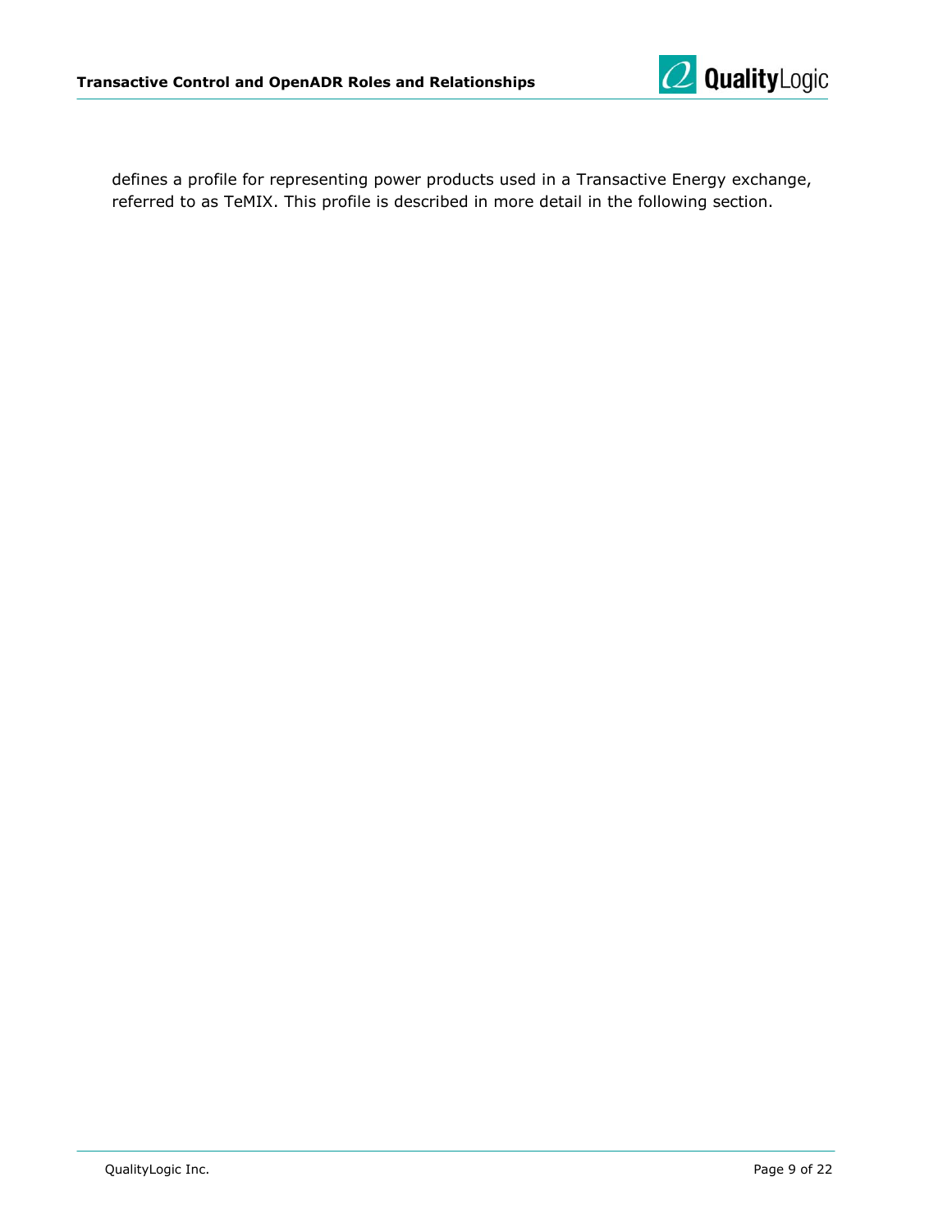defines a profile for representing power products used in a Transactive Energy exchange, referred to as TeMIX. This profile is described in more detail in the following section.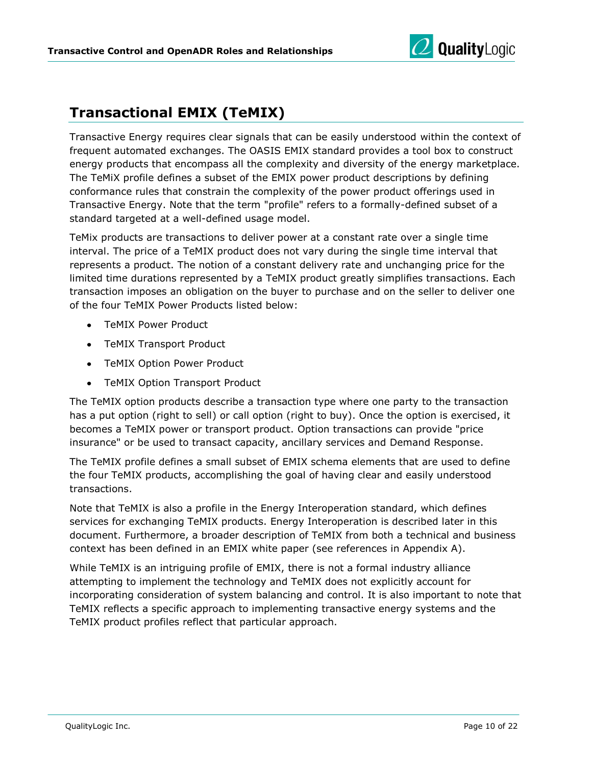## Transactional EMIX (TeMIX)

Transactive Energy requires clear signals that can be easily understood within the context of frequent automated exchanges. The OASIS EMIX standard provides a tool box to construct energy products that encompass all the complexity and diversity of the energy marketplace. The TeMiX profile defines a subset of the EMIX power product descriptions by defining conformance rules that constrain the complexity of the power product offerings used in Transactive Energy. Note that the term "profile" refers to a formally-defined subset of a standard targeted at a well-defined usage model.

TeMix products are transactions to deliver power at a constant rate over a single time interval. The price of a TeMIX product does not vary during the single time interval that represents a product. The notion of a constant delivery rate and unchanging price for the limited time durations represented by a TeMIX product greatly simplifies transactions. Each transaction imposes an obligation on the buyer to purchase and on the seller to deliver one of the four TeMIX Power Products listed below:

- TeMIX Power Product
- TeMIX Transport Product
- TeMIX Option Power Product
- TeMIX Option Transport Product

The TeMIX option products describe a transaction type where one party to the transaction has a put option (right to sell) or call option (right to buy). Once the option is exercised, it becomes a TeMIX power or transport product. Option transactions can provide "price insurance" or be used to transact capacity, ancillary services and Demand Response.

The TeMIX profile defines a small subset of EMIX schema elements that are used to define the four TeMIX products, accomplishing the goal of having clear and easily understood transactions.

Note that TeMIX is also a profile in the Energy Interoperation standard, which defines services for exchanging TeMIX products. Energy Interoperation is described later in this document. Furthermore, a broader description of TeMIX from both a technical and business context has been defined in an EMIX white paper (see references in Appendix A).

While TeMIX is an intriguing profile of EMIX, there is not a formal industry alliance attempting to implement the technology and TeMIX does not explicitly account for incorporating consideration of system balancing and control. It is also important to note that TeMIX reflects a specific approach to implementing transactive energy systems and the TeMIX product profiles reflect that particular approach.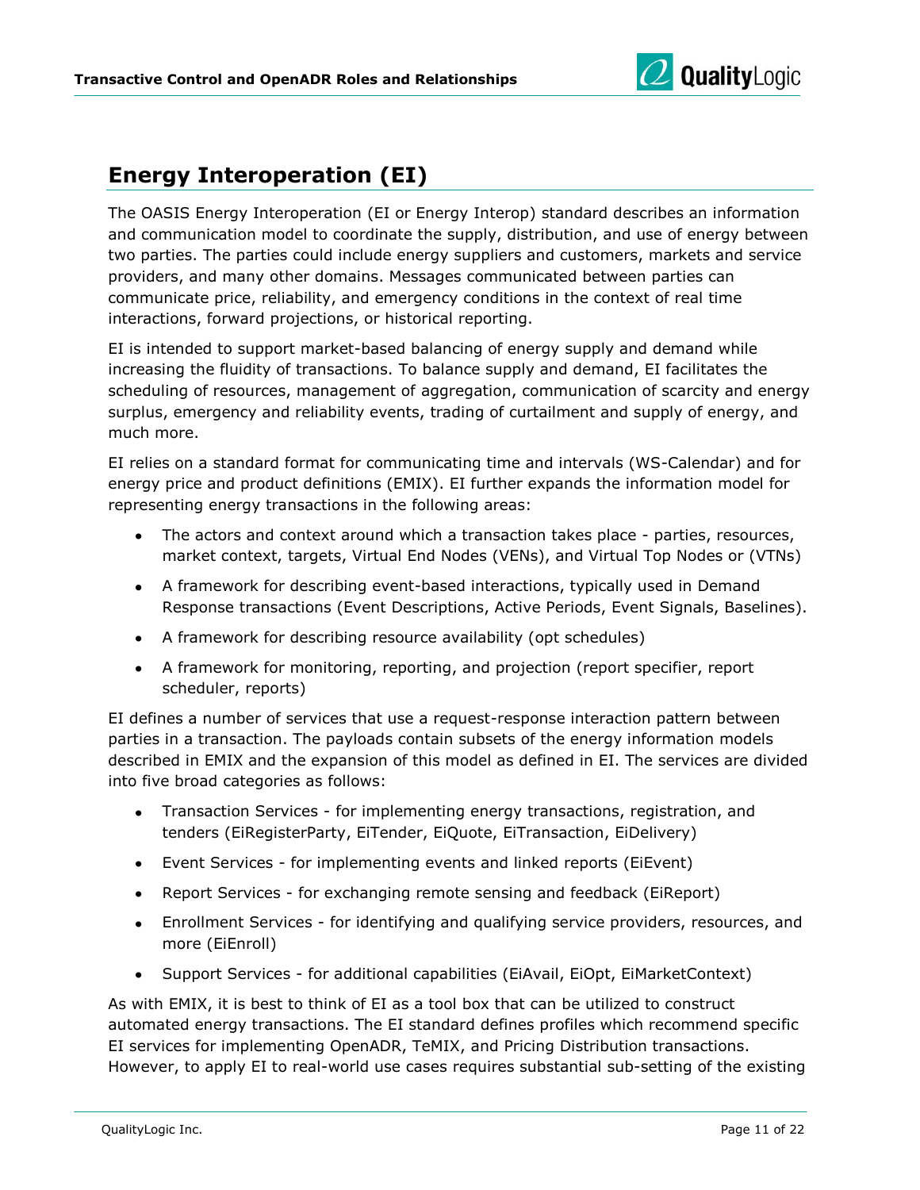## Energy Interoperation (EI)

The OASIS Energy Interoperation (EI or Energy Interop) standard describes an information and communication model to coordinate the supply, distribution, and use of energy between two parties. The parties could include energy suppliers and customers, markets and service providers, and many other domains. Messages communicated between parties can communicate price, reliability, and emergency conditions in the context of real time interactions, forward projections, or historical reporting.

EI is intended to support market-based balancing of energy supply and demand while increasing the fluidity of transactions. To balance supply and demand, EI facilitates the scheduling of resources, management of aggregation, communication of scarcity and energy surplus, emergency and reliability events, trading of curtailment and supply of energy, and much more.

EI relies on a standard format for communicating time and intervals (WS-Calendar) and for energy price and product definitions (EMIX). EI further expands the information model for representing energy transactions in the following areas:

- The actors and context around which a transaction takes place - parties, resources, market context, targets, Virtual End Nodes (VENs), and Virtual Top Nodes or (VTNs)
- A framework for describing event-based interactions, typically used in Demand Response transactions (Event Descriptions, Active Periods, Event Signals, Baselines).
- A framework for describing resource availability (opt schedules)
- A framework for monitoring, reporting, and projection (report specifier, report scheduler, reports)

EI defines a number of services that use a request-response interaction pattern between parties in a transaction. The payloads contain subsets of the energy information models described in EMIX and the expansion of this model as defined in EI. The services are divided into five broad categories as follows:

- Transaction Services - for implementing energy transactions, registration, and tenders (EiRegisterParty, EiTender, EiQuote, EiTransaction, EiDelivery)
- Event Services - for implementing events and linked reports (EiEvent)
- Report Services - for exchanging remote sensing and feedback (EiReport)
- Enrollment Services - for identifying and qualifying service providers, resources, and more (EiEnroll)
- Support Services - for additional capabilities (EiAvail, EiOpt, EiMarketContext)

As with EMIX, it is best to think of EI as a tool box that can be utilized to construct automated energy transactions. The EI standard defines profiles which recommend specific EI services for implementing OpenADR, TeMIX, and Pricing Distribution transactions. However, to apply EI to real-world use cases requires substantial sub-setting of the existing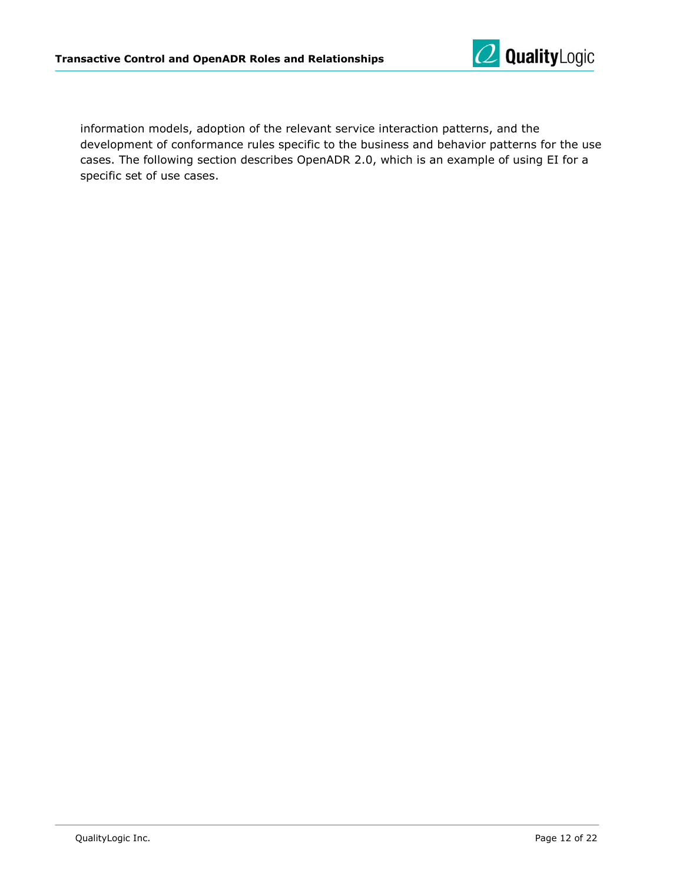information models, adoption of the relevant service interaction patterns, and the development of conformance rules specific to the business and behavior patterns for the use cases. The following section describes OpenADR 2.0, which is an example of using EI for a specific set of use cases.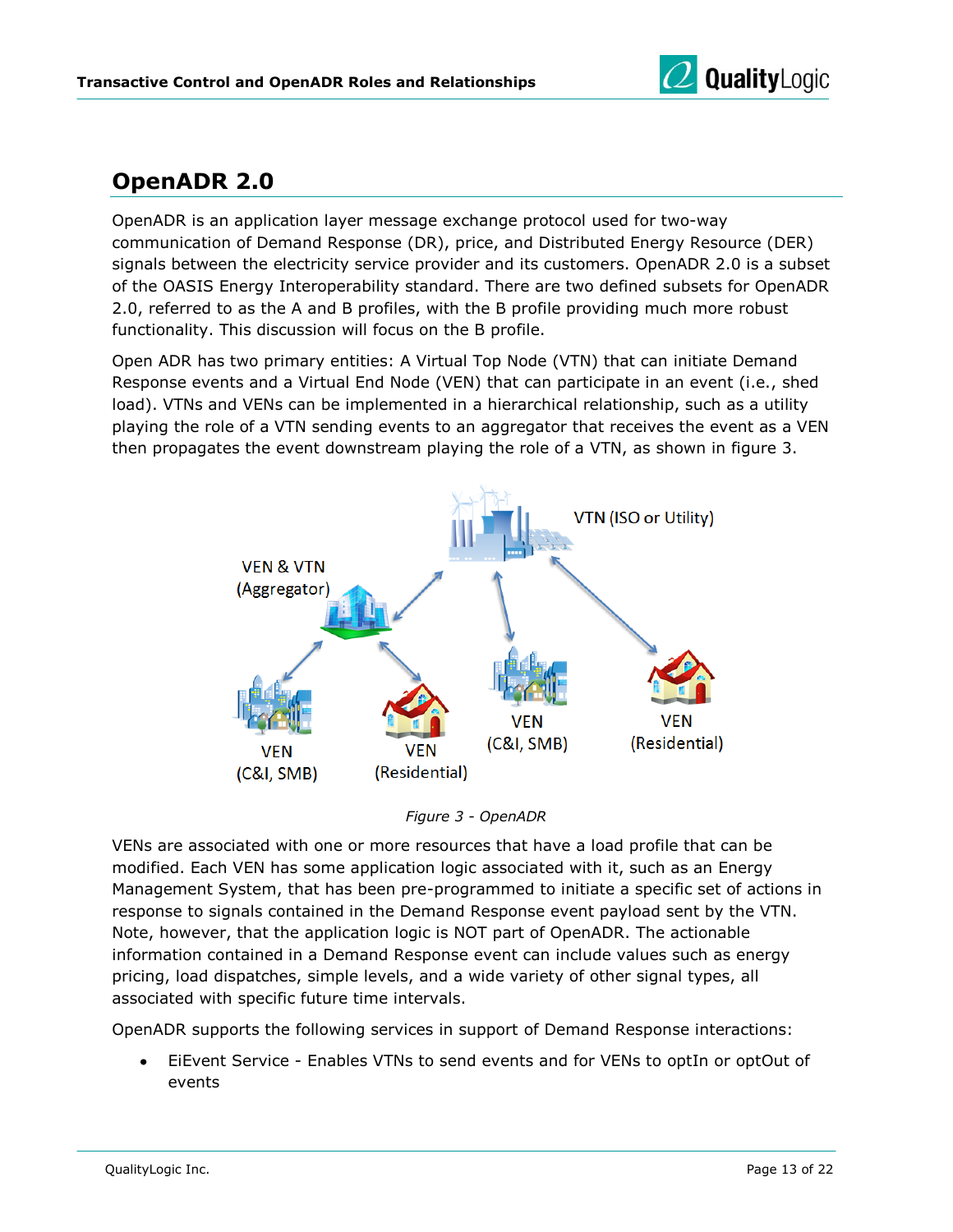## OpenADR 2.0

OpenADR is an application layer message exchange protocol used for two-way communication of Demand Response (DR), price, and Distributed Energy Resource (DER) signals between the electricity service provider and its customers. OpenADR 2.0 is a subset of the OASIS Energy Interoperability standard. There are two defined subsets for OpenADR 2.0, referred to as the A and B profiles, with the B profile providing much more robust functionality. This discussion will focus on the B profile.

Open ADR has two primary entities: A Virtual Top Node (VTN) that can initiate Demand Response events and a Virtual End Node (VEN) that can participate in an event (i.e., shed load). VTNs and VENs can be implemented in a hierarchical relationship, such as a utility playing the role of a VTN sending events to an aggregator that receives the event as a VEN then propagates the event downstream playing the role of a VTN, as shown in figure 3.

*Figure 3 - OpenADR*

VENs are associated with one or more resources that have a load profile that can be modified. Each VEN has some application logic associated with it, such as an Energy Management System, that has been pre-programmed to initiate a specific set of actions in response to signals contained in the Demand Response event payload sent by the VTN. Note, however, that the application logic is NOT part of OpenADR. The actionable information contained in a Demand Response event can include values such as energy pricing, load dispatches, simple levels, and a wide variety of other signal types, all associated with specific future time intervals.

OpenADR supports the following services in support of Demand Response interactions:

- EiEvent Service - Enables VTNs to send events and for VENs to optIn or optOut of events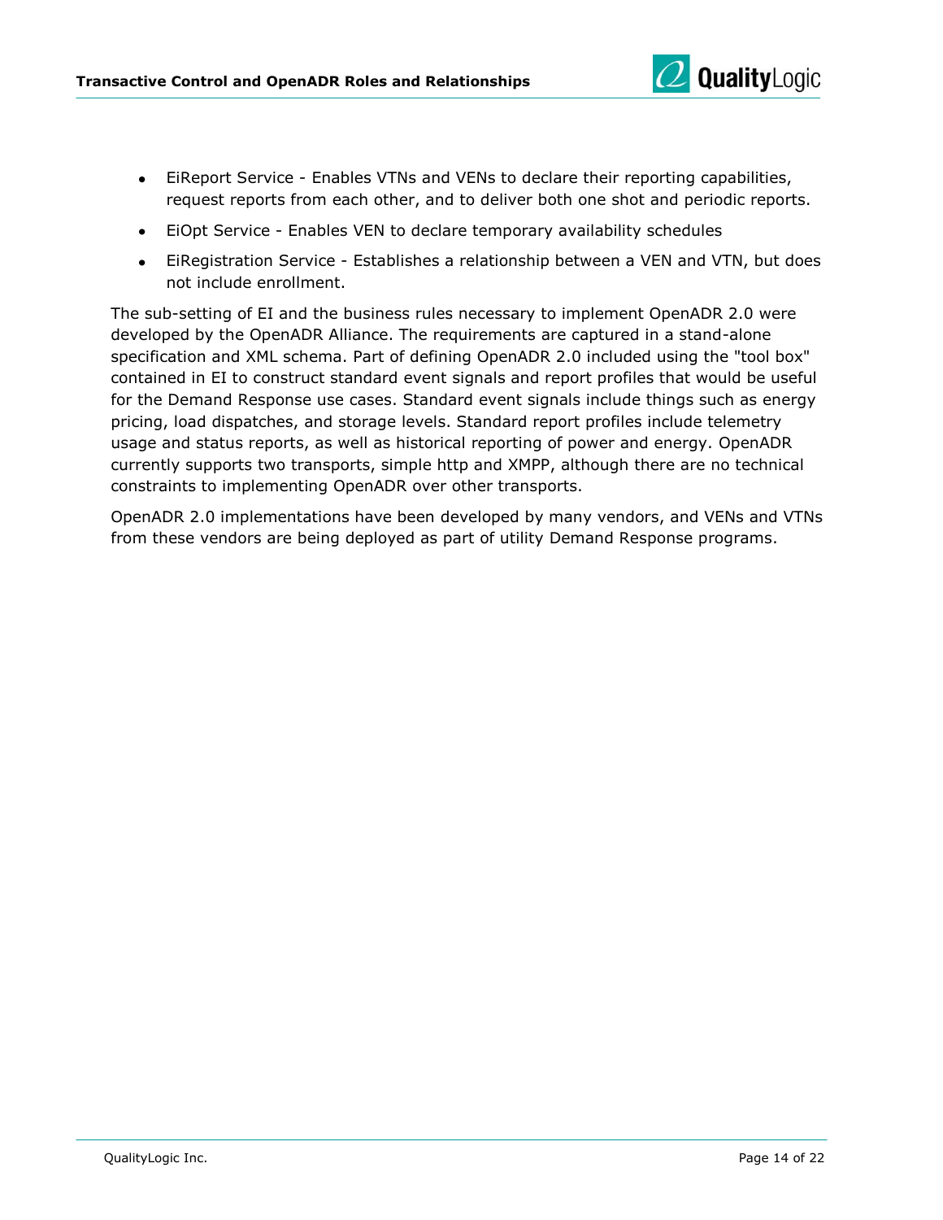- EiReport Service - Enables VTNs and VENs to declare their reporting capabilities, request reports from each other, and to deliver both one shot and periodic reports.
- EiOpt Service - Enables VEN to declare temporary availability schedules
- EiRegistration Service - Establishes a relationship between a VEN and VTN, but does not include enrollment.

The sub-setting of EI and the business rules necessary to implement OpenADR 2.0 were developed by the OpenADR Alliance. The requirements are captured in a stand-alone specification and XML schema. Part of defining OpenADR 2.0 included using the "tool box" contained in EI to construct standard event signals and report profiles that would be useful for the Demand Response use cases. Standard event signals include things such as energy pricing, load dispatches, and storage levels. Standard report profiles include telemetry usage and status reports, as well as historical reporting of power and energy. OpenADR currently supports two transports, simple http and XMPP, although there are no technical constraints to implementing OpenADR over other transports.

OpenADR 2.0 implementations have been developed by many vendors, and VENs and VTNs from these vendors are being deployed as part of utility Demand Response programs.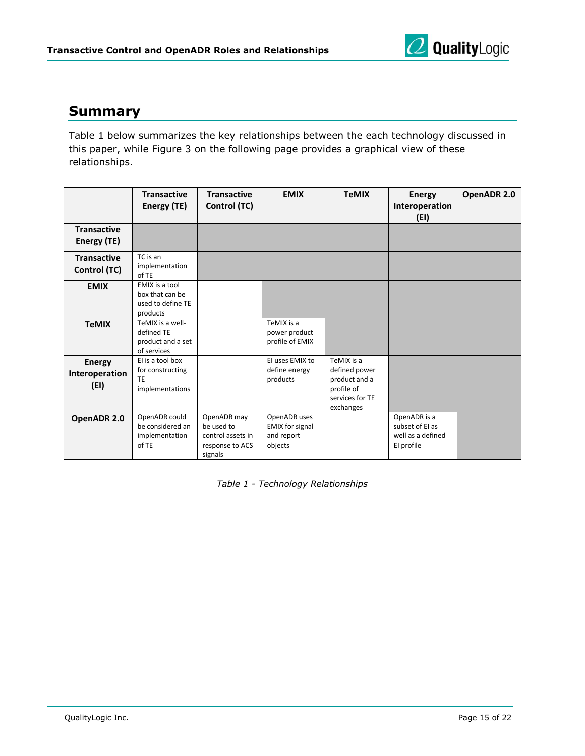## Summary

Table 1 below summarizes the key relationships between the each technology discussed in this paper, while Figure 3 on the following page provides a graphical view of these relationships.

| | Transactive Energy (TE) | Transactive Control (TC) | EMIX | TeMIX | Energy Interoperation (EI) | OpenADR 2.0 |
|---|---|---|---|---|---|---|
| **Transactive Energy (TE)** | | | | | | |
| **Transactive Control (TC)** | TC is an implementation of TE | | | | | |
| **EMIX** | EMIX is a tool box that can be used to define TE products | | | | | |
| **TeMIX** | TeMIX is a well-defined TE product and a set of services | | TeMIX is a power product profile of EMIX | | | |
| **Energy Interoperation (EI)** | EI is a tool box for constructing TE implementations | | EI uses EMIX to define energy products | TeMIX is a defined power product and a profile of services for TE exchanges | | |
| **OpenADR 2.0** | OpenADR could be considered an implementation of TE | OpenADR may be used to control assets in response to ACS signals | OpenADR uses EMIX for signal and report objects | | OpenADR is a subset of EI as well as a defined EI profile | |

*Table 1 - Technology Relationships*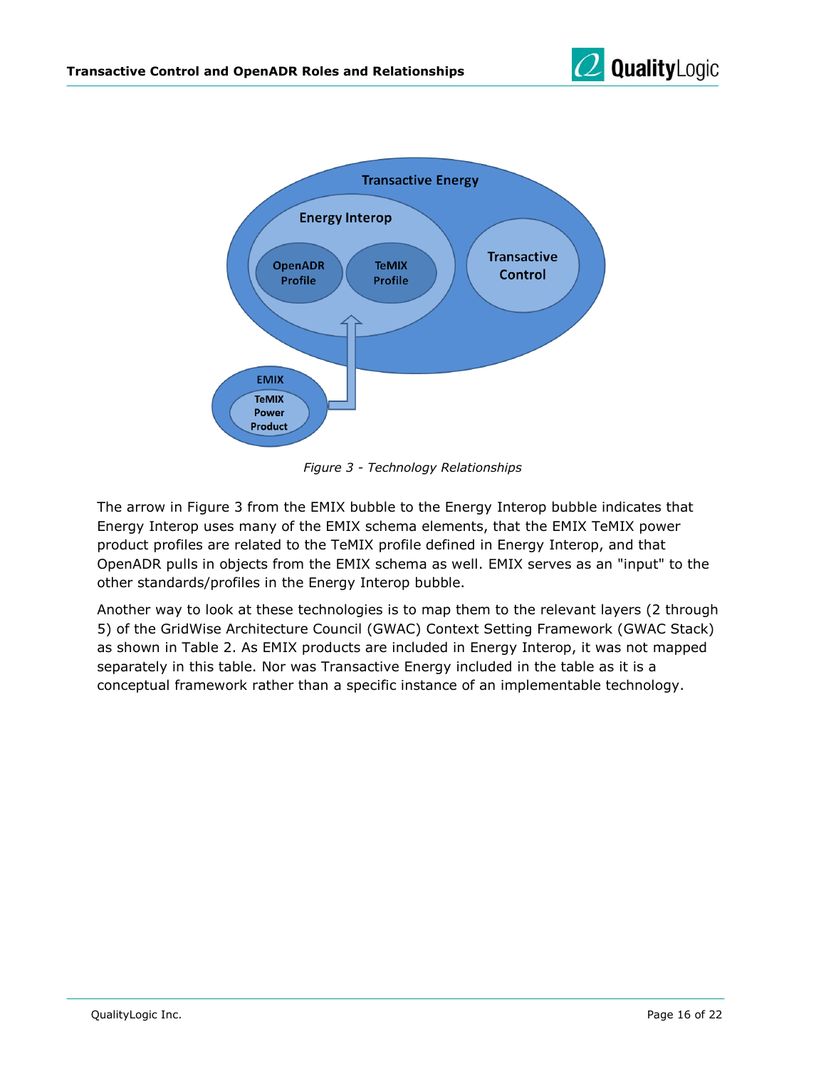*Figure 3 - Technology Relationships*

The arrow in Figure 3 from the EMIX bubble to the Energy Interop bubble indicates that Energy Interop uses many of the EMIX schema elements, that the EMIX TeMIX power product profiles are related to the TeMIX profile defined in Energy Interop, and that OpenADR pulls in objects from the EMIX schema as well. EMIX serves as an "input" to the other standards/profiles in the Energy Interop bubble.

Another way to look at these technologies is to map them to the relevant layers (2 through 5) of the GridWise Architecture Council (GWAC) Context Setting Framework (GWAC Stack) as shown in Table 2. As EMIX products are included in Energy Interop, it was not mapped separately in this table. Nor was Transactive Energy included in the table as it is a conceptual framework rather than a specific instance of an implementable technology.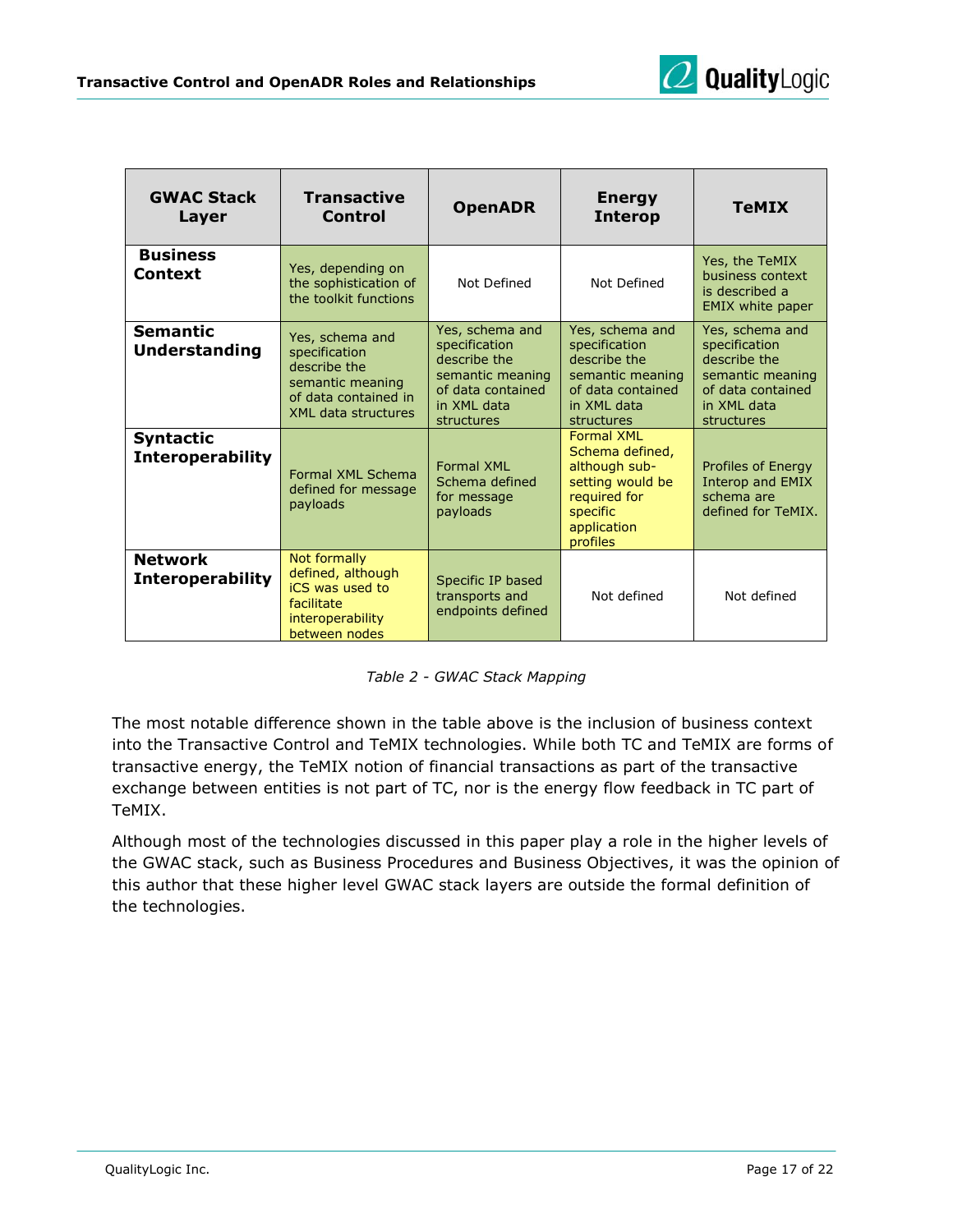| GWAC Stack Layer | Transactive Control | OpenADR | Energy Interop | TeMIX |
|---|---|---|---|---|
| **Business Context** | Yes, depending on the sophistication of the toolkit functions | Not Defined | Not Defined | Yes, the TeMIX business context is described a EMIX white paper |
| **Semantic Understanding** | Yes, schema and specification describe the semantic meaning of data contained in XML data structures | Yes, schema and specification describe the semantic meaning of data contained in XML data structures | Yes, schema and specification describe the semantic meaning of data contained in XML data structures | Yes, schema and specification describe the semantic meaning of data contained in XML data structures |
| **Syntactic Interoperability** | Formal XML Schema defined for message payloads | Formal XML Schema defined for message payloads | Formal XML Schema defined, although sub-setting would be required for specific application profiles | Profiles of Energy Interop and EMIX schema are defined for TeMIX. |
| **Network Interoperability** | Not formally defined, although iCS was used to facilitate interoperability between nodes | Specific IP based transports and endpoints defined | Not defined | Not defined |

*Table 2 - GWAC Stack Mapping*

The most notable difference shown in the table above is the inclusion of business context into the Transactive Control and TeMIX technologies. While both TC and TeMIX are forms of transactive energy, the TeMIX notion of financial transactions as part of the transactive exchange between entities is not part of TC, nor is the energy flow feedback in TC part of TeMIX.

Although most of the technologies discussed in this paper play a role in the higher levels of the GWAC stack, such as Business Procedures and Business Objectives, it was the opinion of this author that these higher level GWAC stack layers are outside the formal definition of the technologies.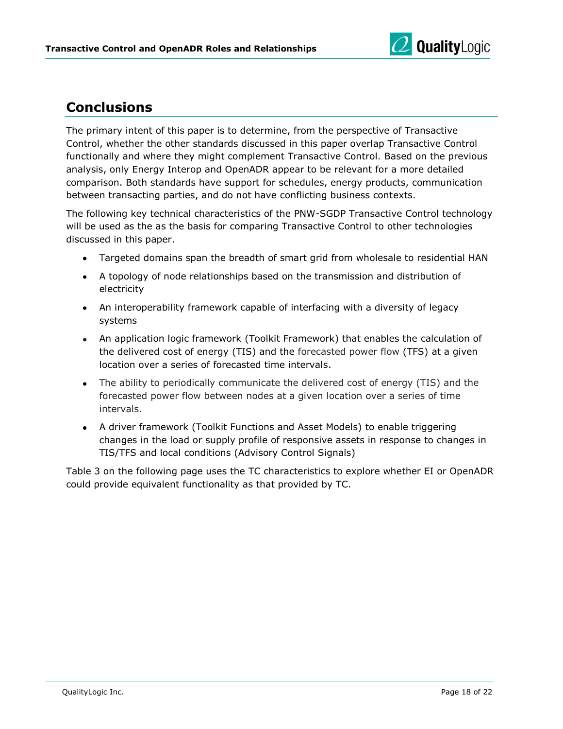## Conclusions

The primary intent of this paper is to determine, from the perspective of Transactive Control, whether the other standards discussed in this paper overlap Transactive Control functionally and where they might complement Transactive Control. Based on the previous analysis, only Energy Interop and OpenADR appear to be relevant for a more detailed comparison. Both standards have support for schedules, energy products, communication between transacting parties, and do not have conflicting business contexts.

The following key technical characteristics of the PNW-SGDP Transactive Control technology will be used as the as the basis for comparing Transactive Control to other technologies discussed in this paper.

- Targeted domains span the breadth of smart grid from wholesale to residential HAN
- A topology of node relationships based on the transmission and distribution of electricity
- An interoperability framework capable of interfacing with a diversity of legacy systems
- An application logic framework (Toolkit Framework) that enables the calculation of the delivered cost of energy (TIS) and the forecasted power flow (TFS) at a given location over a series of forecasted time intervals.
- The ability to periodically communicate the delivered cost of energy (TIS) and the forecasted power flow between nodes at a given location over a series of time intervals.
- A driver framework (Toolkit Functions and Asset Models) to enable triggering changes in the load or supply profile of responsive assets in response to changes in TIS/TFS and local conditions (Advisory Control Signals)

Table 3 on the following page uses the TC characteristics to explore whether EI or OpenADR could provide equivalent functionality as that provided by TC.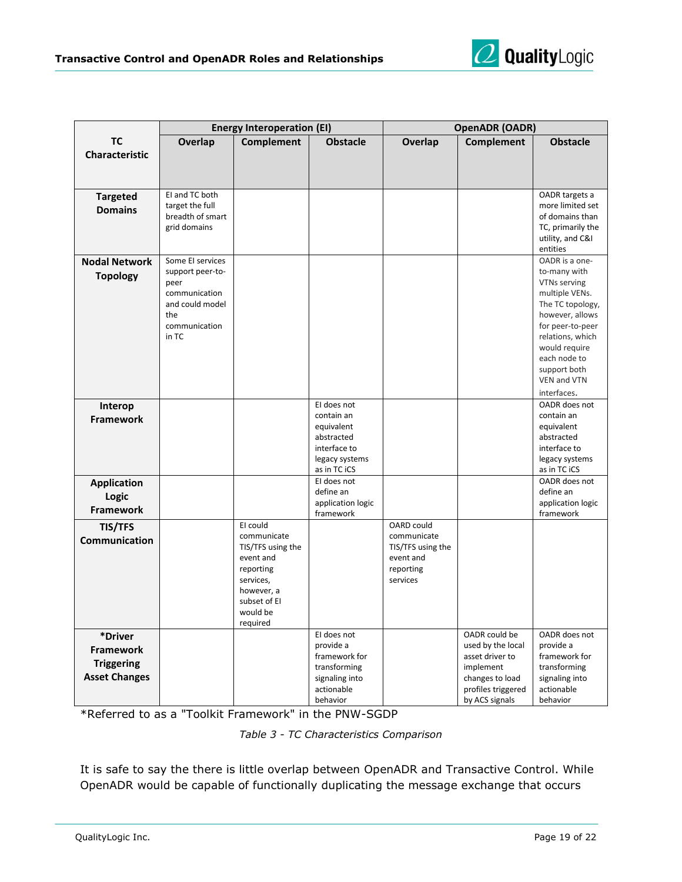| TC Characteristic | Energy Interoperation (EI) | | | OpenADR (OADR) | | |
|---|---|---|---|---|---|---|
| | Overlap | Complement | Obstacle | Overlap | Complement | Obstacle |
| **Targeted Domains** | EI and TC both target the full breadth of smart grid domains | | | | | OADR targets a more limited set of domains than TC, primarily the utility, and C&I entities |
| **Nodal Network Topology** | Some EI services support peer-to-peer communication and could model the communication in TC | | | | | OADR is a one-to-many with VTNs serving multiple VENs. The TC topology, however, allows for peer-to-peer relations, which would require each node to support both VEN and VTN interfaces. |
| **Interop Framework** | | | EI does not contain an equivalent abstracted interface to legacy systems as in TC iCS | | | OADR does not contain an equivalent abstracted interface to legacy systems as in TC iCS |
| **Application Logic Framework** | | | EI does not define an application logic framework | | | OADR does not define an application logic framework |
| **TIS/TFS Communication** | | EI could communicate TIS/TFS using the event and reporting services, however, a subset of EI would be required | | OARD could communicate TIS/TFS using the event and reporting services | | |
| **\*Driver Framework Triggering Asset Changes** | | | EI does not provide a framework for transforming signaling into actionable behavior | | OADR could be used by the local asset driver to implement changes to load profiles triggered by ACS signals | OADR does not provide a framework for transforming signaling into actionable behavior |

*Referred to as a "Toolkit Framework" in the PNW-SGDP

*Table 3 - TC Characteristics Comparison*

It is safe to say the there is little overlap between OpenADR and Transactive Control. While OpenADR would be capable of functionally duplicating the message exchange that occurs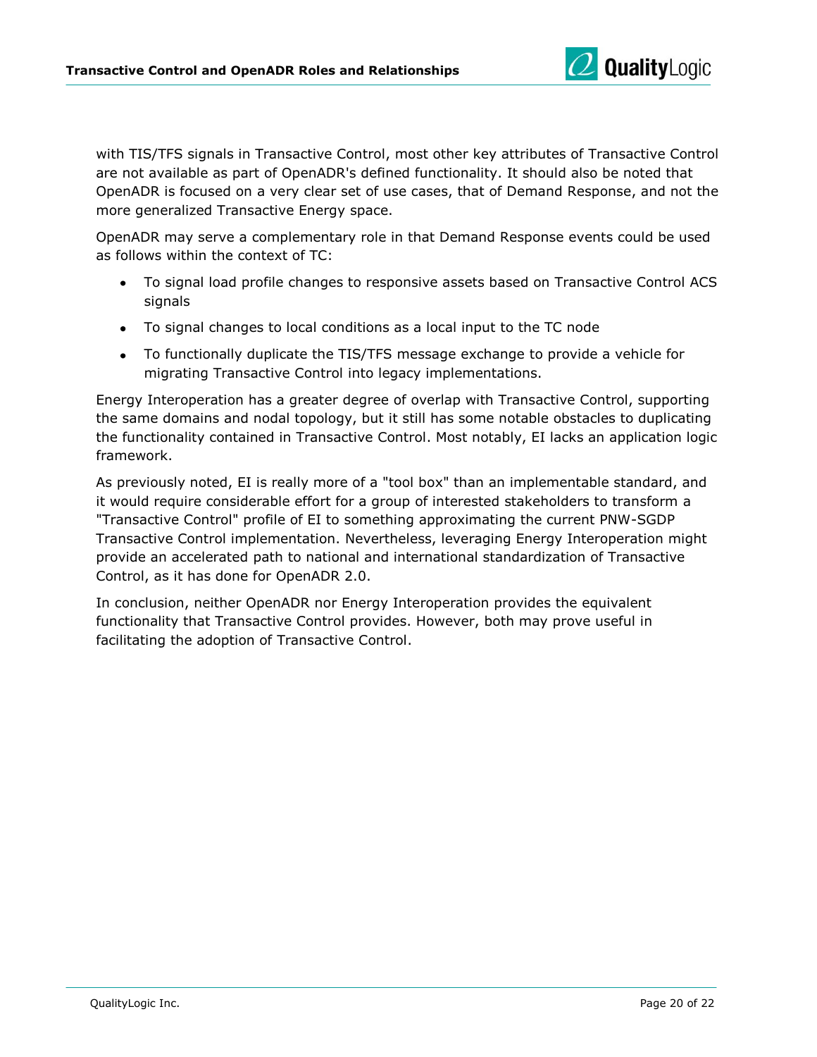with TIS/TFS signals in Transactive Control, most other key attributes of Transactive Control are not available as part of OpenADR's defined functionality. It should also be noted that OpenADR is focused on a very clear set of use cases, that of Demand Response, and not the more generalized Transactive Energy space.

OpenADR may serve a complementary role in that Demand Response events could be used as follows within the context of TC:

- To signal load profile changes to responsive assets based on Transactive Control ACS signals
- To signal changes to local conditions as a local input to the TC node
- To functionally duplicate the TIS/TFS message exchange to provide a vehicle for migrating Transactive Control into legacy implementations.

Energy Interoperation has a greater degree of overlap with Transactive Control, supporting the same domains and nodal topology, but it still has some notable obstacles to duplicating the functionality contained in Transactive Control. Most notably, EI lacks an application logic framework.

As previously noted, EI is really more of a "tool box" than an implementable standard, and it would require considerable effort for a group of interested stakeholders to transform a "Transactive Control" profile of EI to something approximating the current PNW-SGDP Transactive Control implementation. Nevertheless, leveraging Energy Interoperation might provide an accelerated path to national and international standardization of Transactive Control, as it has done for OpenADR 2.0.

In conclusion, neither OpenADR nor Energy Interoperation provides the equivalent functionality that Transactive Control provides. However, both may prove useful in facilitating the adoption of Transactive Control.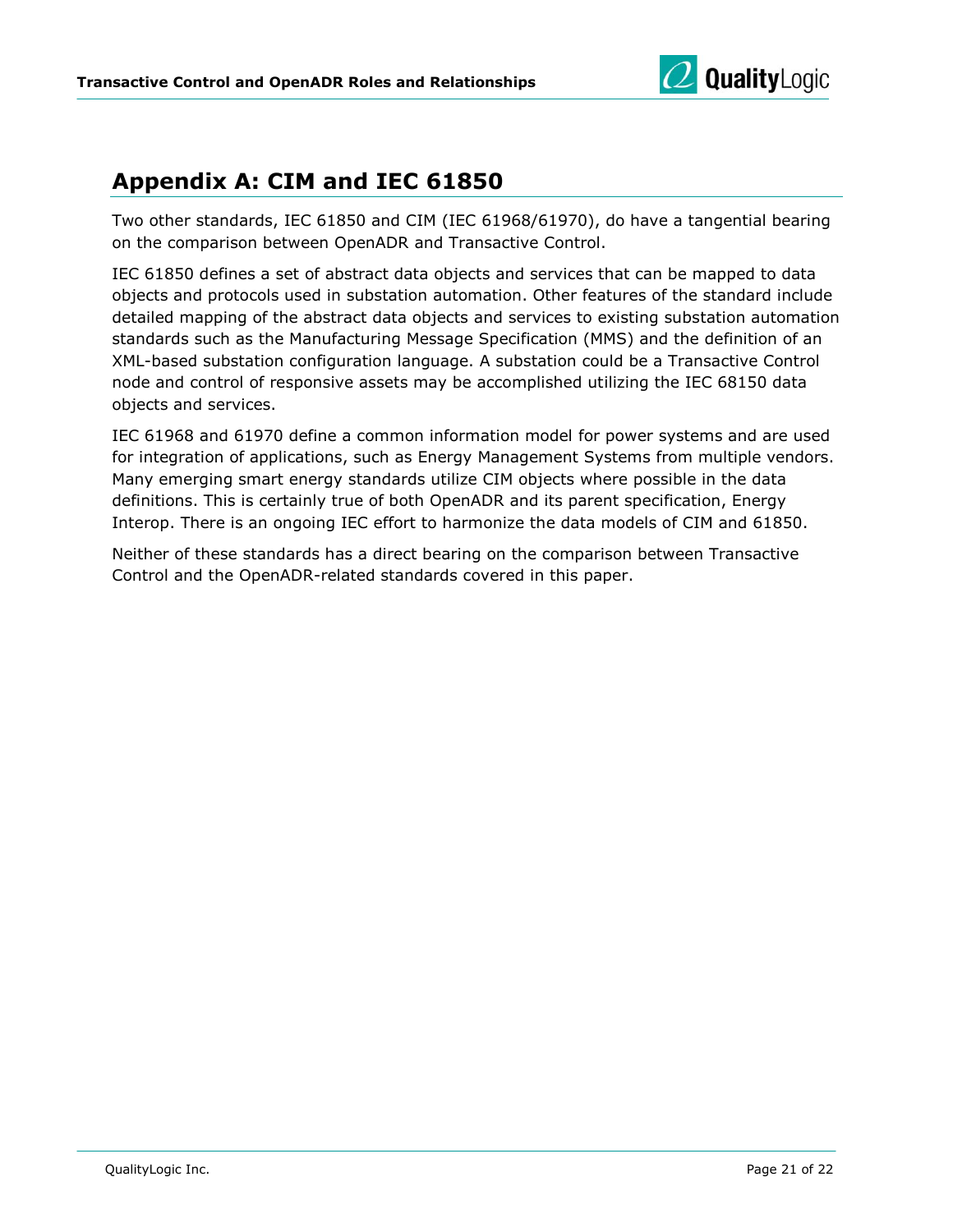# Appendix A: CIM and IEC 61850

Two other standards, IEC 61850 and CIM (IEC 61968/61970), do have a tangential bearing on the comparison between OpenADR and Transactive Control.

IEC 61850 defines a set of abstract data objects and services that can be mapped to data objects and protocols used in substation automation. Other features of the standard include detailed mapping of the abstract data objects and services to existing substation automation standards such as the Manufacturing Message Specification (MMS) and the definition of an XML-based substation configuration language. A substation could be a Transactive Control node and control of responsive assets may be accomplished utilizing the IEC 68150 data objects and services.

IEC 61968 and 61970 define a common information model for power systems and are used for integration of applications, such as Energy Management Systems from multiple vendors. Many emerging smart energy standards utilize CIM objects where possible in the data definitions. This is certainly true of both OpenADR and its parent specification, Energy Interop. There is an ongoing IEC effort to harmonize the data models of CIM and 61850.

Neither of these standards has a direct bearing on the comparison between Transactive Control and the OpenADR-related standards covered in this paper.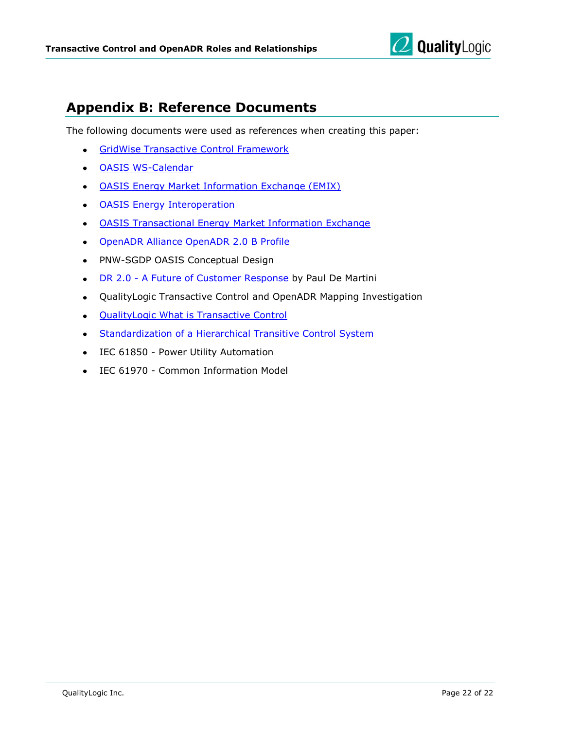## Appendix B: Reference Documents

The following documents were used as references when creating this paper:

- GridWise Transactive Control Framework
- OASIS WS-Calendar
- OASIS Energy Market Information Exchange (EMIX)
- OASIS Energy Interoperation
- OASIS Transactional Energy Market Information Exchange
- OpenADR Alliance OpenADR 2.0 B Profile
- PNW-SGDP OASIS Conceptual Design
- DR 2.0 - A Future of Customer Response by Paul De Martini
- QualityLogic Transactive Control and OpenADR Mapping Investigation
- QualityLogic What is Transactive Control
- Standardization of a Hierarchical Transitive Control System
- IEC 61850 - Power Utility Automation
- IEC 61970 - Common Information Model